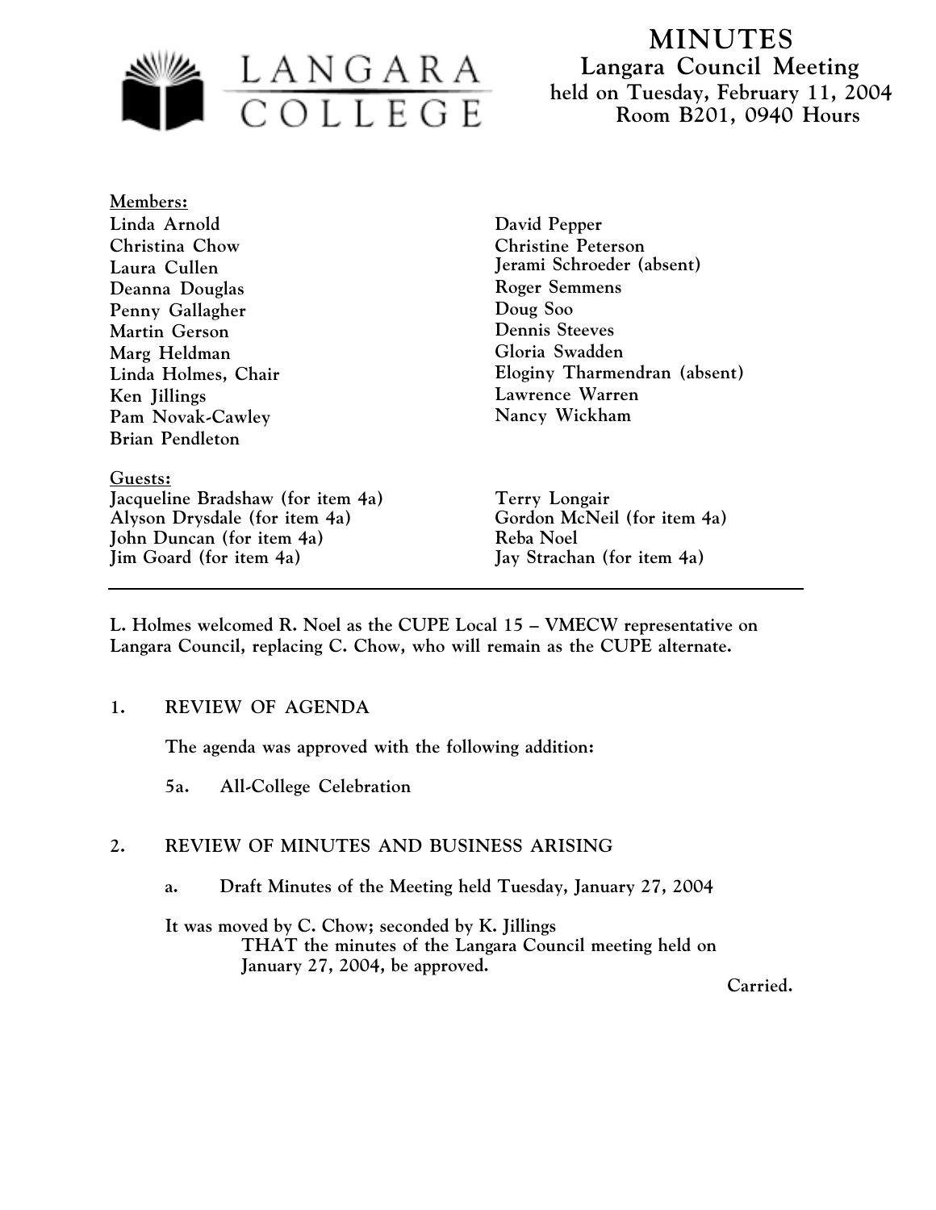# MINUTES

## Langara Council Meeting
### held on Tuesday, February 11, 2004
### Room B201, 0940 Hours

**Members:**

Linda Arnold
Christina Chow
Laura Cullen
Deanna Douglas
Penny Gallagher
Martin Gerson
Marg Heldman
Linda Holmes, Chair
Ken Jillings
Pam Novak-Cawley
Brian Pendleton
David Pepper
Christine Peterson
Jerami Schroeder (absent)
Roger Semmens
Doug Soo
Dennis Steeves
Gloria Swadden
Eloginy Tharmendran (absent)
Lawrence Warren
Nancy Wickham

**Guests:**

Jacqueline Bradshaw (for item 4a)
Alyson Drysdale (for item 4a)
John Duncan (for item 4a)
Jim Goard (for item 4a)
Terry Longair
Gordon McNeil (for item 4a)
Reba Noel
Jay Strachan (for item 4a)

---

**L. Holmes welcomed R. Noel as the CUPE Local 15 – VMECW representative on Langara Council, replacing C. Chow, who will remain as the CUPE alternate.**

**1. REVIEW OF AGENDA**

**The agenda was approved with the following addition:**

**5a. All-College Celebration**

**2. REVIEW OF MINUTES AND BUSINESS ARISING**

**a. Draft Minutes of the Meeting held Tuesday, January 27, 2004**

**It was moved by C. Chow; seconded by K. Jillings**
**THAT the minutes of the Langara Council meeting held on January 27, 2004, be approved.**

**Carried.**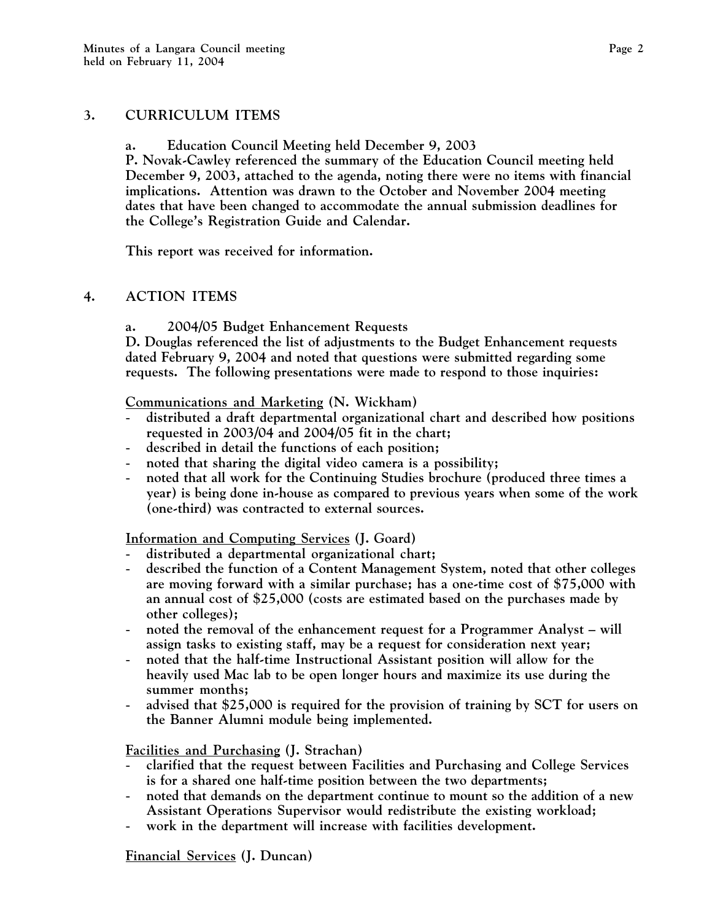## 3. CURRICULUM ITEMS

### a. Education Council Meeting held December 9, 2003

P. Novak-Cawley referenced the summary of the Education Council meeting held December 9, 2003, attached to the agenda, noting there were no items with financial implications. Attention was drawn to the October and November 2004 meeting dates that have been changed to accommodate the annual submission deadlines for the College's Registration Guide and Calendar.

This report was received for information.

## 4. ACTION ITEMS

### a. 2004/05 Budget Enhancement Requests

D. Douglas referenced the list of adjustments to the Budget Enhancement requests dated February 9, 2004 and noted that questions were submitted regarding some requests. The following presentations were made to respond to those inquiries:

Communications and Marketing (N. Wickham)

- distributed a draft departmental organizational chart and described how positions requested in 2003/04 and 2004/05 fit in the chart;
- described in detail the functions of each position;
- noted that sharing the digital video camera is a possibility;
- noted that all work for the Continuing Studies brochure (produced three times a year) is being done in-house as compared to previous years when some of the work (one-third) was contracted to external sources.

Information and Computing Services (J. Goard)

- distributed a departmental organizational chart;
- described the function of a Content Management System, noted that other colleges are moving forward with a similar purchase; has a one-time cost of $75,000 with an annual cost of $25,000 (costs are estimated based on the purchases made by other colleges);
- noted the removal of the enhancement request for a Programmer Analyst – will assign tasks to existing staff, may be a request for consideration next year;
- noted that the half-time Instructional Assistant position will allow for the heavily used Mac lab to be open longer hours and maximize its use during the summer months;
- advised that $25,000 is required for the provision of training by SCT for users on the Banner Alumni module being implemented.

Facilities and Purchasing (J. Strachan)

- clarified that the request between Facilities and Purchasing and College Services is for a shared one half-time position between the two departments;
- noted that demands on the department continue to mount so the addition of a new Assistant Operations Supervisor would redistribute the existing workload;
- work in the department will increase with facilities development.

Financial Services (J. Duncan)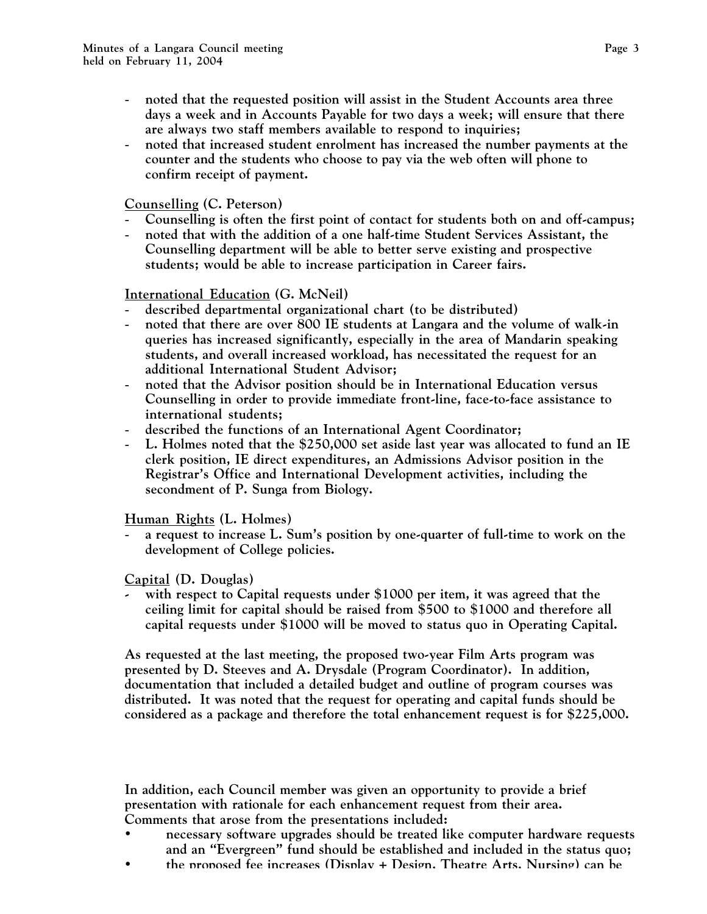- noted that the requested position will assist in the Student Accounts area three days a week and in Accounts Payable for two days a week; will ensure that there are always two staff members available to respond to inquiries;
- noted that increased student enrolment has increased the number payments at the counter and the students who choose to pay via the web often will phone to confirm receipt of payment.

Counselling (C. Peterson)

- Counselling is often the first point of contact for students both on and off-campus;
- noted that with the addition of a one half-time Student Services Assistant, the Counselling department will be able to better serve existing and prospective students; would be able to increase participation in Career fairs.

International Education (G. McNeil)

- described departmental organizational chart (to be distributed)
- noted that there are over 800 IE students at Langara and the volume of walk-in queries has increased significantly, especially in the area of Mandarin speaking students, and overall increased workload, has necessitated the request for an additional International Student Advisor;
- noted that the Advisor position should be in International Education versus Counselling in order to provide immediate front-line, face-to-face assistance to international students;
- described the functions of an International Agent Coordinator;
- L. Holmes noted that the $250,000 set aside last year was allocated to fund an IE clerk position, IE direct expenditures, an Admissions Advisor position in the Registrar's Office and International Development activities, including the secondment of P. Sunga from Biology.

Human Rights (L. Holmes)

- a request to increase L. Sum's position by one-quarter of full-time to work on the development of College policies.

Capital (D. Douglas)

- with respect to Capital requests under $1000 per item, it was agreed that the ceiling limit for capital should be raised from $500 to $1000 and therefore all capital requests under $1000 will be moved to status quo in Operating Capital.

As requested at the last meeting, the proposed two-year Film Arts program was presented by D. Steeves and A. Drysdale (Program Coordinator). In addition, documentation that included a detailed budget and outline of program courses was distributed. It was noted that the request for operating and capital funds should be considered as a package and therefore the total enhancement request is for $225,000.

In addition, each Council member was given an opportunity to provide a brief presentation with rationale for each enhancement request from their area. Comments that arose from the presentations included:

- necessary software upgrades should be treated like computer hardware requests and an "Evergreen" fund should be established and included in the status quo;
- the proposed fee increases (Display + Design, Theatre Arts, Nursing) can be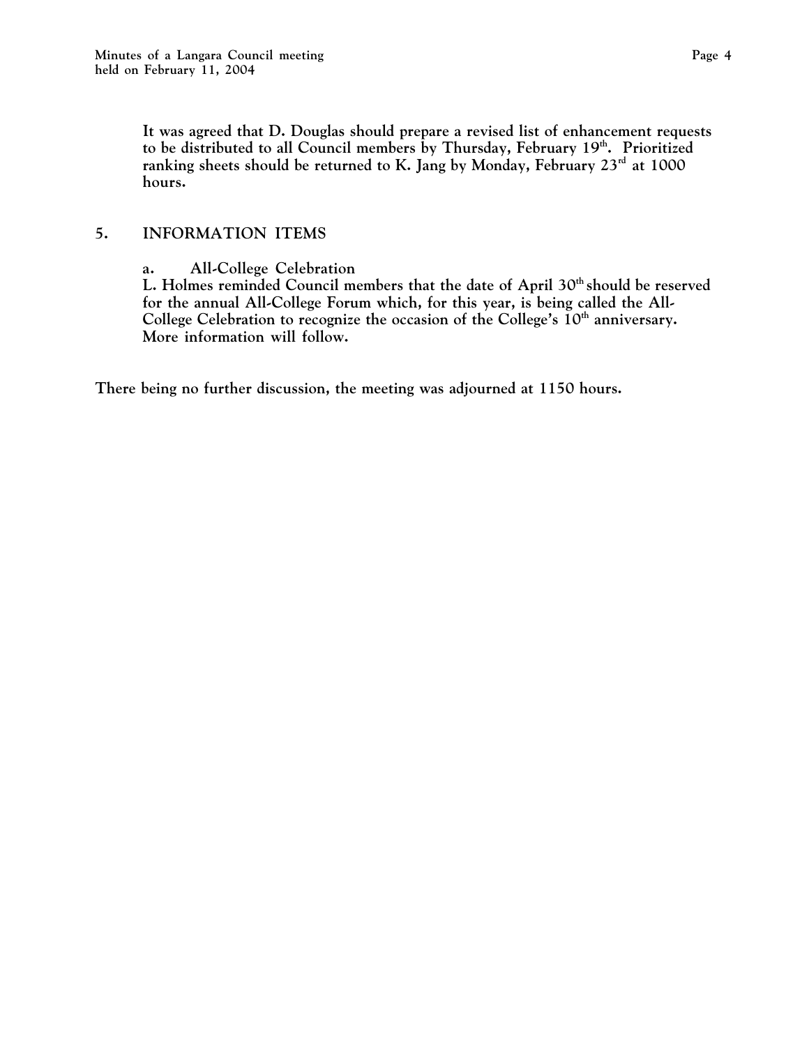It was agreed that D. Douglas should prepare a revised list of enhancement requests to be distributed to all Council members by Thursday, February 19th. Prioritized ranking sheets should be returned to K. Jang by Monday, February 23rd at 1000 hours.

## 5. INFORMATION ITEMS

### a. All-College Celebration

L. Holmes reminded Council members that the date of April 30th should be reserved for the annual All-College Forum which, for this year, is being called the All-College Celebration to recognize the occasion of the College's 10th anniversary. More information will follow.

There being no further discussion, the meeting was adjourned at 1150 hours.